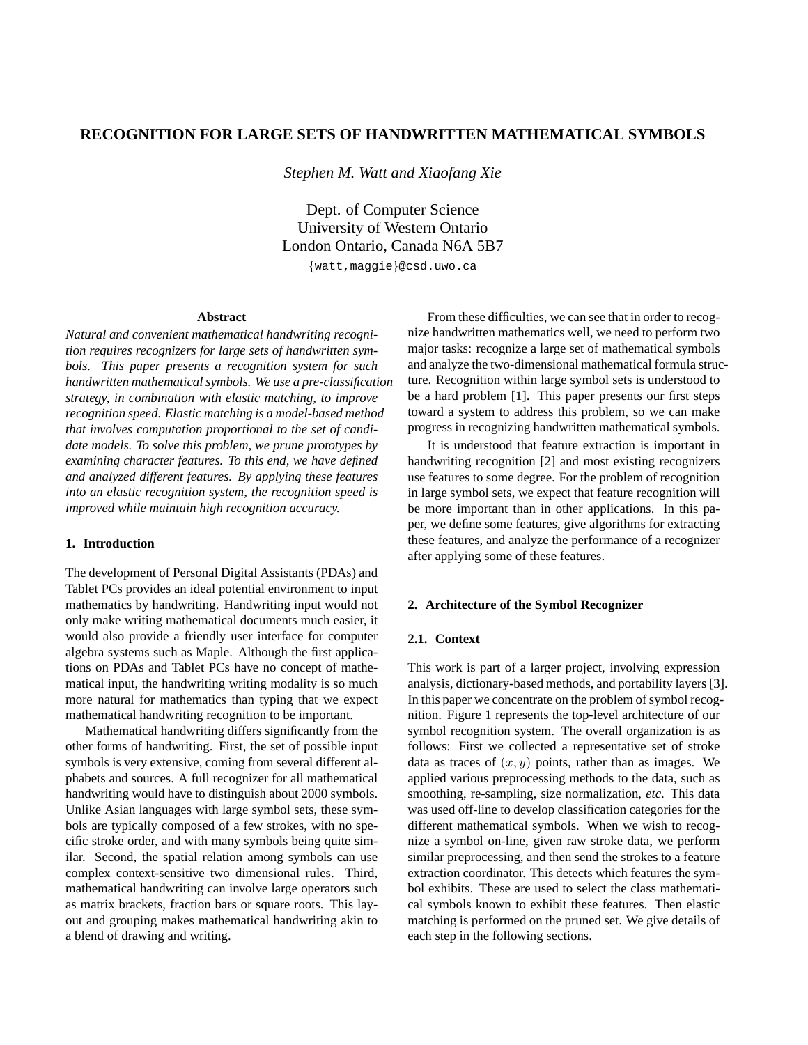# RECOGNITION FOR LARGE SETS OF HANDWRITTEN MATHEMATICAL SYMBOLS

*Stephen M. Watt and Xiaofang Xie*

Dept. of Computer Science
University of Western Ontario
London Ontario, Canada N6A 5B7
{watt,maggie}@csd.uwo.ca

### Abstract

*Natural and convenient mathematical handwriting recognition requires recognizers for large sets of handwritten symbols. This paper presents a recognition system for such handwritten mathematical symbols. We use a pre-classification strategy, in combination with elastic matching, to improve recognition speed. Elastic matching is a model-based method that involves computation proportional to the set of candidate models. To solve this problem, we prune prototypes by examining character features. To this end, we have defined and analyzed different features. By applying these features into an elastic recognition system, the recognition speed is improved while maintain high recognition accuracy.*

## 1. Introduction

The development of Personal Digital Assistants (PDAs) and Tablet PCs provides an ideal potential environment to input mathematics by handwriting. Handwriting input would not only make writing mathematical documents much easier, it would also provide a friendly user interface for computer algebra systems such as Maple. Although the first applications on PDAs and Tablet PCs have no concept of mathematical input, the handwriting writing modality is so much more natural for mathematics than typing that we expect mathematical handwriting recognition to be important.

Mathematical handwriting differs significantly from the other forms of handwriting. First, the set of possible input symbols is very extensive, coming from several different alphabets and sources. A full recognizer for all mathematical handwriting would have to distinguish about 2000 symbols. Unlike Asian languages with large symbol sets, these symbols are typically composed of a few strokes, with no specific stroke order, and with many symbols being quite similar. Second, the spatial relation among symbols can use complex context-sensitive two dimensional rules. Third, mathematical handwriting can involve large operators such as matrix brackets, fraction bars or square roots. This layout and grouping makes mathematical handwriting akin to a blend of drawing and writing.

From these difficulties, we can see that in order to recognize handwritten mathematics well, we need to perform two major tasks: recognize a large set of mathematical symbols and analyze the two-dimensional mathematical formula structure. Recognition within large symbol sets is understood to be a hard problem [1]. This paper presents our first steps toward a system to address this problem, so we can make progress in recognizing handwritten mathematical symbols.

It is understood that feature extraction is important in handwriting recognition [2] and most existing recognizers use features to some degree. For the problem of recognition in large symbol sets, we expect that feature recognition will be more important than in other applications. In this paper, we define some features, give algorithms for extracting these features, and analyze the performance of a recognizer after applying some of these features.

## 2. Architecture of the Symbol Recognizer

### 2.1. Context

This work is part of a larger project, involving expression analysis, dictionary-based methods, and portability layers [3]. In this paper we concentrate on the problem of symbol recognition. Figure 1 represents the top-level architecture of our symbol recognition system. The overall organization is as follows: First we collected a representative set of stroke data as traces of $(x, y)$ points, rather than as images. We applied various preprocessing methods to the data, such as smoothing, re-sampling, size normalization, *etc.* This data was used off-line to develop classification categories for the different mathematical symbols. When we wish to recognize a symbol on-line, given raw stroke data, we perform similar preprocessing, and then send the strokes to a feature extraction coordinator. This detects which features the symbol exhibits. These are used to select the class mathematical symbols known to exhibit these features. Then elastic matching is performed on the pruned set. We give details of each step in the following sections.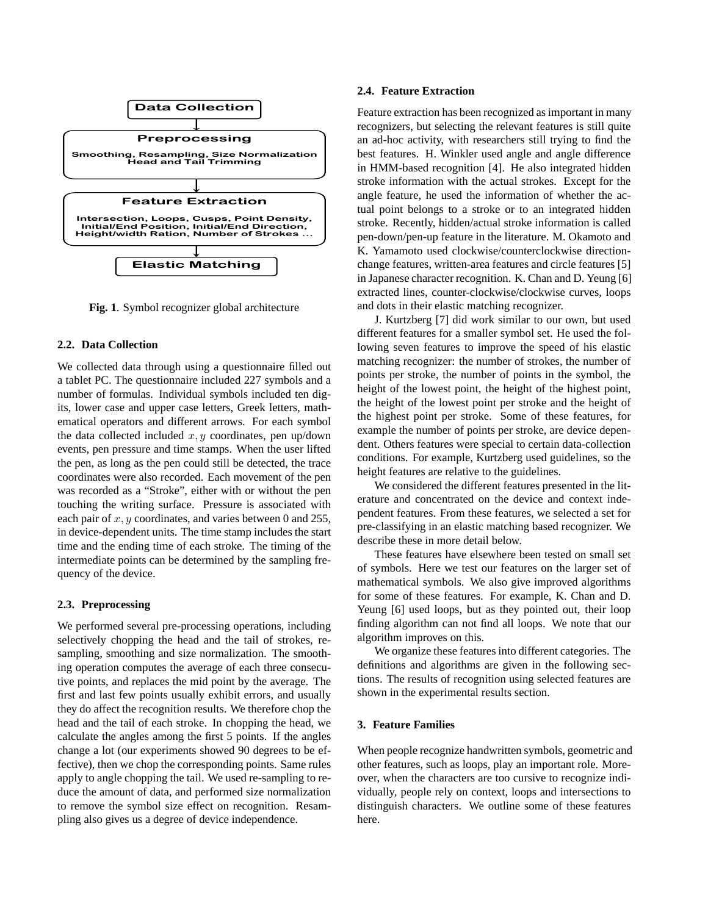Data Collection

Preprocessing

Smoothing, Resampling, Size Normalization
Head and Tail Trimming

Feature Extraction

Intersection, Loops, Cusps, Point Density,
Initial/End Position, Initial/End Direction,
Height/width Ration, Number of Strokes ...

Elastic Matching

**Fig. 1**. Symbol recognizer global architecture

### 2.2. Data Collection

We collected data through using a questionnaire filled out a tablet PC. The questionnaire included 227 symbols and a number of formulas. Individual symbols included ten digits, lower case and upper case letters, Greek letters, mathematical operators and different arrows. For each symbol the data collected included $x, y$ coordinates, pen up/down events, pen pressure and time stamps. When the user lifted the pen, as long as the pen could still be detected, the trace coordinates were also recorded. Each movement of the pen was recorded as a "Stroke", either with or without the pen touching the writing surface. Pressure is associated with each pair of $x, y$ coordinates, and varies between 0 and 255, in device-dependent units. The time stamp includes the start time and the ending time of each stroke. The timing of the intermediate points can be determined by the sampling frequency of the device.

### 2.3. Preprocessing

We performed several pre-processing operations, including selectively chopping the head and the tail of strokes, resampling, smoothing and size normalization. The smoothing operation computes the average of each three consecutive points, and replaces the mid point by the average. The first and last few points usually exhibit errors, and usually they do affect the recognition results. We therefore chop the head and the tail of each stroke. In chopping the head, we calculate the angles among the first 5 points. If the angles change a lot (our experiments showed 90 degrees to be effective), then we chop the corresponding points. Same rules apply to angle chopping the tail. We used re-sampling to reduce the amount of data, and performed size normalization to remove the symbol size effect on recognition. Resampling also gives us a degree of device independence.

### 2.4. Feature Extraction

Feature extraction has been recognized as important in many recognizers, but selecting the relevant features is still quite an ad-hoc activity, with researchers still trying to find the best features. H. Winkler used angle and angle difference in HMM-based recognition [4]. He also integrated hidden stroke information with the actual strokes. Except for the angle feature, he used the information of whether the actual point belongs to a stroke or to an integrated hidden stroke. Recently, hidden/actual stroke information is called pen-down/pen-up feature in the literature. M. Okamoto and K. Yamamoto used clockwise/counterclockwise direction-change features, written-area features and circle features [5] in Japanese character recognition. K. Chan and D. Yeung [6] extracted lines, counter-clockwise/clockwise curves, loops and dots in their elastic matching recognizer.

J. Kurtzberg [7] did work similar to our own, but used different features for a smaller symbol set. He used the following seven features to improve the speed of his elastic matching recognizer: the number of strokes, the number of points per stroke, the number of points in the symbol, the height of the lowest point, the height of the highest point, the height of the lowest point per stroke and the height of the highest point per stroke. Some of these features, for example the number of points per stroke, are device dependent. Others features were special to certain data-collection conditions. For example, Kurtzberg used guidelines, so the height features are relative to the guidelines.

We considered the different features presented in the literature and concentrated on the device and context independent features. From these features, we selected a set for pre-classifying in an elastic matching based recognizer. We describe these in more detail below.

These features have elsewhere been tested on small set of symbols. Here we test our features on the larger set of mathematical symbols. We also give improved algorithms for some of these features. For example, K. Chan and D. Yeung [6] used loops, but as they pointed out, their loop finding algorithm can not find all loops. We note that our algorithm improves on this.

We organize these features into different categories. The definitions and algorithms are given in the following sections. The results of recognition using selected features are shown in the experimental results section.

## 3. Feature Families

When people recognize handwritten symbols, geometric and other features, such as loops, play an important role. Moreover, when the characters are too cursive to recognize individually, people rely on context, loops and intersections to distinguish characters. We outline some of these features here.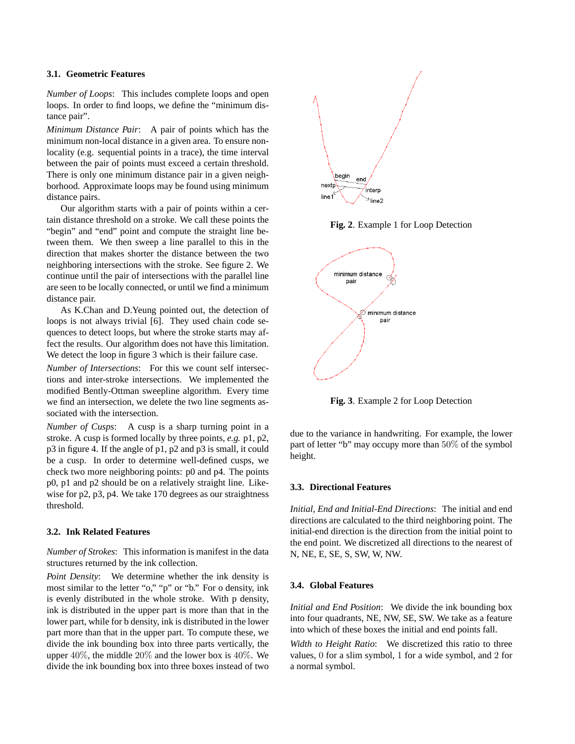### 3.1. Geometric Features

*Number of Loops*: This includes complete loops and open loops. In order to find loops, we define the "minimum distance pair".

*Minimum Distance Pair*: A pair of points which has the minimum non-local distance in a given area. To ensure non-locality (e.g. sequential points in a trace), the time interval between the pair of points must exceed a certain threshold. There is only one minimum distance pair in a given neighborhood. Approximate loops may be found using minimum distance pairs.

Our algorithm starts with a pair of points within a certain distance threshold on a stroke. We call these points the "begin" and "end" point and compute the straight line between them. We then sweep a line parallel to this in the direction that makes shorter the distance between the two neighboring intersections with the stroke. See figure 2. We continue until the pair of intersections with the parallel line are seen to be locally connected, or until we find a minimum distance pair.

As K.Chan and D.Yeung pointed out, the detection of loops is not always trivial [6]. They used chain code sequences to detect loops, but where the stroke starts may affect the results. Our algorithm does not have this limitation. We detect the loop in figure 3 which is their failure case.

*Number of Intersections*: For this we count self intersections and inter-stroke intersections. We implemented the modified Bently-Ottman sweepline algorithm. Every time we find an intersection, we delete the two line segments associated with the intersection.

*Number of Cusps*: A cusp is a sharp turning point in a stroke. A cusp is formed locally by three points, *e.g.* p1, p2, p3 in figure 4. If the angle of p1, p2 and p3 is small, it could be a cusp. In order to determine well-defined cusps, we check two more neighboring points: p0 and p4. The points p0, p1 and p2 should be on a relatively straight line. Likewise for p2, p3, p4. We take 170 degrees as our straightness threshold.

### 3.2. Ink Related Features

*Number of Strokes*: This information is manifest in the data structures returned by the ink collection.

*Point Density*: We determine whether the ink density is most similar to the letter "o," "p" or "b." For o density, ink is evenly distributed in the whole stroke. With p density, ink is distributed in the upper part is more than that in the lower part, while for b density, ink is distributed in the lower part more than that in the upper part. To compute these, we divide the ink bounding box into three parts vertically, the upper $40\%$, the middle $20\%$ and the lower box is $40\%$. We divide the ink bounding box into three boxes instead of two

**Fig. 2**. Example 1 for Loop Detection

**Fig. 3**. Example 2 for Loop Detection

due to the variance in handwriting. For example, the lower part of letter "b" may occupy more than $50\%$ of the symbol height.

### 3.3. Directional Features

*Initial, End and Initial-End Directions*: The initial and end directions are calculated to the third neighboring point. The initial-end direction is the direction from the initial point to the end point. We discretized all directions to the nearest of N, NE, E, SE, S, SW, W, NW.

### 3.4. Global Features

*Initial and End Position*: We divide the ink bounding box into four quadrants, NE, NW, SE, SW. We take as a feature into which of these boxes the initial and end points fall.

*Width to Height Ratio*: We discretized this ratio to three values, $0$ for a slim symbol, $1$ for a wide symbol, and $2$ for a normal symbol.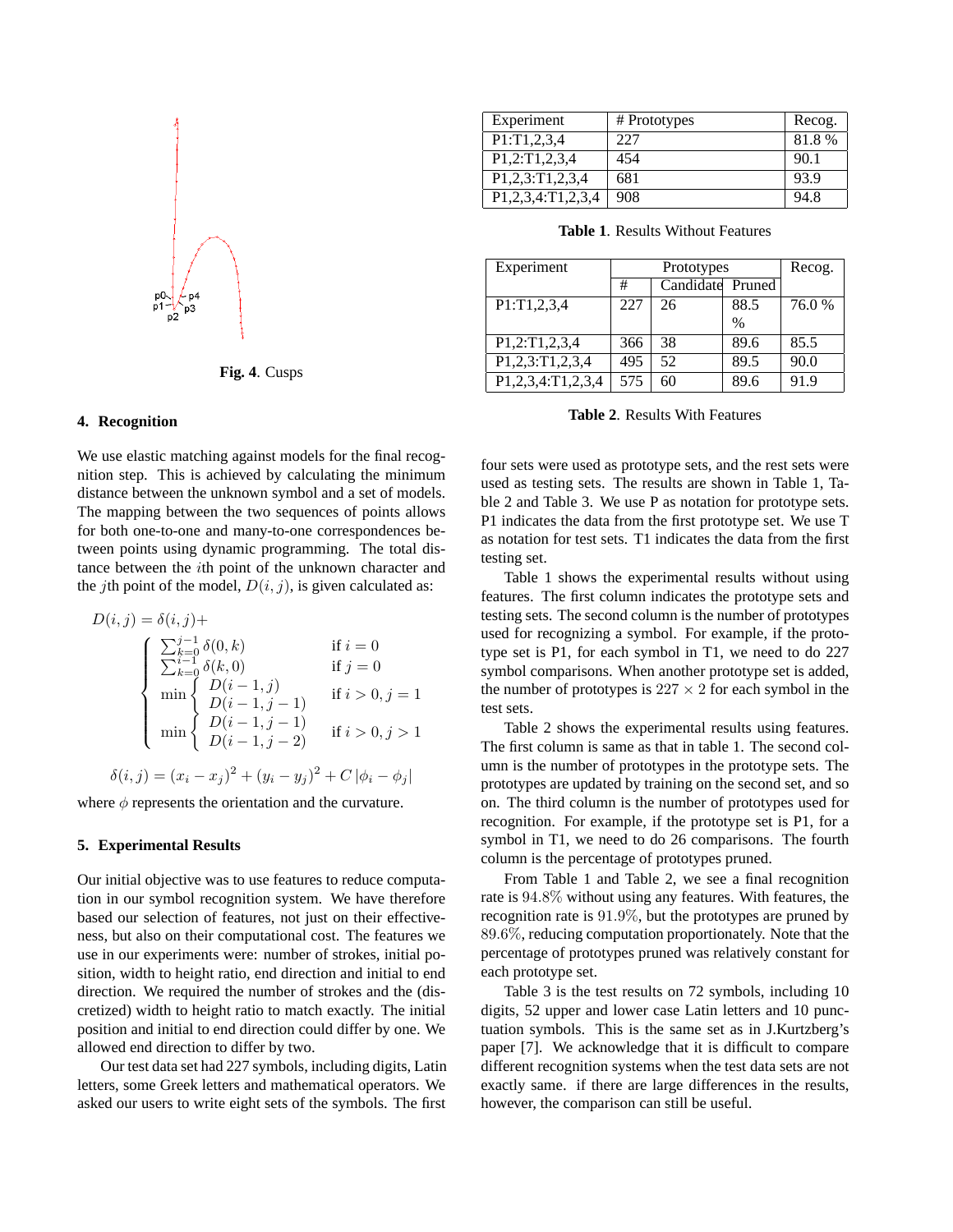Fig. 4. Cusps

## 4. Recognition

We use elastic matching against models for the final recognition step. This is achieved by calculating the minimum distance between the unknown symbol and a set of models. The mapping between the two sequences of points allows for both one-to-one and many-to-one correspondences between points using dynamic programming. The total distance between the $i$th point of the unknown character and the $j$th point of the model, $D(i, j)$, is given calculated as:

$$
D(i,j) = \delta(i,j) + \begin{cases} \sum_{k=0}^{j-1} \delta(0,k) & \text{if } i = 0 \\ \sum_{k=0}^{i-1} \delta(k,0) & \text{if } j = 0 \\ \min \begin{cases} D(i-1,j) \\ D(i-1,j-1) \end{cases} & \text{if } i > 0, j = 1 \\ \min \begin{cases} D(i-1,j-1) \\ D(i-1,j-2) \end{cases} & \text{if } i > 0, j > 1 \end{cases}
$$

$$
\delta(i,j) = (x_i - x_j)^2 + (y_i - y_j)^2 + C\,|\phi_i - \phi_j|
$$

where $\phi$ represents the orientation and the curvature.

## 5. Experimental Results

Our initial objective was to use features to reduce computation in our symbol recognition system. We have therefore based our selection of features, not just on their effectiveness, but also on their computational cost. The features we use in our experiments were: number of strokes, initial position, width to height ratio, end direction and initial to end direction. We required the number of strokes and the (discretized) width to height ratio to match exactly. The initial position and initial to end direction could differ by one. We allowed end direction to differ by two.

Our test data set had 227 symbols, including digits, Latin letters, some Greek letters and mathematical operators. We asked our users to write eight sets of the symbols. The first four sets were used as prototype sets, and the rest sets were used as testing sets. The results are shown in Table 1, Table 2 and Table 3. We use P as notation for prototype sets. P1 indicates the data from the first prototype set. We use T as notation for test sets. T1 indicates the data from the first testing set.

| Experiment | # Prototypes | Recog. |
|---|---|---|
| P1:T1,2,3,4 | 227 | 81.8 % |
| P1,2:T1,2,3,4 | 454 | 90.1 |
| P1,2,3:T1,2,3,4 | 681 | 93.9 |
| P1,2,3,4:T1,2,3,4 | 908 | 94.8 |

**Table 1**. Results Without Features

| Experiment | Prototypes | | | Recog. |
|---|---|---|---|---|
| | # | Candidate | Pruned | |
| P1:T1,2,3,4 | 227 | 26 | 88.5 % | 76.0 % |
| P1,2:T1,2,3,4 | 366 | 38 | 89.6 | 85.5 |
| P1,2,3:T1,2,3,4 | 495 | 52 | 89.5 | 90.0 |
| P1,2,3,4:T1,2,3,4 | 575 | 60 | 89.6 | 91.9 |

**Table 2**. Results With Features

Table 1 shows the experimental results without using features. The first column indicates the prototype sets and testing sets. The second column is the number of prototypes used for recognizing a symbol. For example, if the prototype set is P1, for each symbol in T1, we need to do 227 symbol comparisons. When another prototype set is added, the number of prototypes is $227 \times 2$ for each symbol in the test sets.

Table 2 shows the experimental results using features. The first column is same as that in table 1. The second column is the number of prototypes in the prototype sets. The prototypes are updated by training on the second set, and so on. The third column is the number of prototypes used for recognition. For example, if the prototype set is P1, for a symbol in T1, we need to do 26 comparisons. The fourth column is the percentage of prototypes pruned.

From Table 1 and Table 2, we see a final recognition rate is $94.8\%$ without using any features. With features, the recognition rate is $91.9\%$, but the prototypes are pruned by $89.6\%$, reducing computation proportionately. Note that the percentage of prototypes pruned was relatively constant for each prototype set.

Table 3 is the test results on 72 symbols, including 10 digits, 52 upper and lower case Latin letters and 10 punctuation symbols. This is the same set as in J.Kurtzberg's paper [7]. We acknowledge that it is difficult to compare different recognition systems when the test data sets are not exactly same. if there are large differences in the results, however, the comparison can still be useful.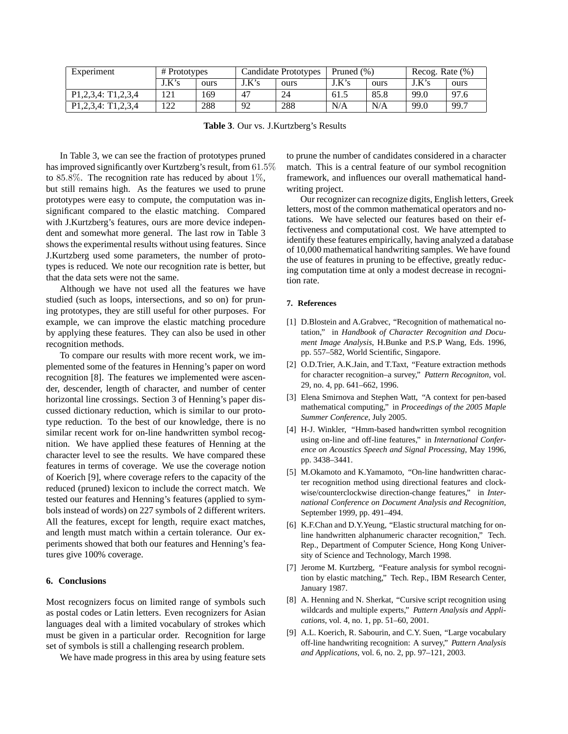| Experiment | # Prototypes | | Candidate Prototypes | | Pruned (%) | | Recog. Rate (%) | |
|---|---|---|---|---|---|---|---|---|
| | J.K's | ours | J.K's | ours | J.K's | ours | J.K's | ours |
| P1,2,3,4: T1,2,3,4 | 121 | 169 | 47 | 24 | 61.5 | 85.8 | 99.0 | 97.6 |
| P1,2,3,4: T1,2,3,4 | 122 | 288 | 92 | 288 | N/A | N/A | 99.0 | 99.7 |

**Table 3**. Our vs. J.Kurtzberg's Results

In Table 3, we can see the fraction of prototypes pruned has improved significantly over Kurtzberg's result, from $61.5\%$ to $85.8\%$. The recognition rate has reduced by about $1\%$, but still remains high. As the features we used to prune prototypes were easy to compute, the computation was insignificant compared to the elastic matching. Compared with J.Kurtzberg's features, ours are more device independent and somewhat more general. The last row in Table 3 shows the experimental results without using features. Since J.Kurtzberg used some parameters, the number of prototypes is reduced. We note our recognition rate is better, but that the data sets were not the same.

Although we have not used all the features we have studied (such as loops, intersections, and so on) for pruning prototypes, they are still useful for other purposes. For example, we can improve the elastic matching procedure by applying these features. They can also be used in other recognition methods.

To compare our results with more recent work, we implemented some of the features in Henning's paper on word recognition [8]. The features we implemented were ascender, descender, length of character, and number of center horizontal line crossings. Section 3 of Henning's paper discussed dictionary reduction, which is similar to our prototype reduction. To the best of our knowledge, there is no similar recent work for on-line handwritten symbol recognition. We have applied these features of Henning at the character level to see the results. We have compared these features in terms of coverage. We use the coverage notion of Koerich [9], where coverage refers to the capacity of the reduced (pruned) lexicon to include the correct match. We tested our features and Henning's features (applied to symbols instead of words) on 227 symbols of 2 different writers. All the features, except for length, require exact matches, and length must match within a certain tolerance. Our experiments showed that both our features and Henning's features give 100% coverage.

## 6. Conclusions

Most recognizers focus on limited range of symbols such as postal codes or Latin letters. Even recognizers for Asian languages deal with a limited vocabulary of strokes which must be given in a particular order. Recognition for large set of symbols is still a challenging research problem.

We have made progress in this area by using feature sets to prune the number of candidates considered in a character match. This is a central feature of our symbol recognition framework, and influences our overall mathematical handwriting project.

Our recognizer can recognize digits, English letters, Greek letters, most of the common mathematical operators and notations. We have selected our features based on their effectiveness and computational cost. We have attempted to identify these features empirically, having analyzed a database of 10,000 mathematical handwriting samples. We have found the use of features in pruning to be effective, greatly reducing computation time at only a modest decrease in recognition rate.

## 7. References

[1] D.Blostein and A.Grabvec, "Recognition of mathematical notation," in *Handbook of Character Recognition and Document Image Analysis*, H.Bunke and P.S.P Wang, Eds. 1996, pp. 557–582, World Scientific, Singapore.

[2] O.D.Trier, A.K.Jain, and T.Taxt, "Feature extraction methods for character recognition–a survey," *Pattern Recogniton*, vol. 29, no. 4, pp. 641–662, 1996.

[3] Elena Smirnova and Stephen Watt, "A context for pen-based mathematical computing," in *Proceedings of the 2005 Maple Summer Conference*, July 2005.

[4] H-J. Winkler, "Hmm-based handwritten symbol recognition using on-line and off-line features," in *International Conference on Acoustics Speech and Signal Processing*, May 1996, pp. 3438–3441.

[5] M.Okamoto and K.Yamamoto, "On-line handwritten character recognition method using directional features and clockwise/counterclockwise direction-change features," in *International Conference on Document Analysis and Recognition*, September 1999, pp. 491–494.

[6] K.F.Chan and D.Y.Yeung, "Elastic structural matching for online handwritten alphanumeric character recognition," Tech. Rep., Department of Computer Science, Hong Kong University of Science and Technology, March 1998.

[7] Jerome M. Kurtzberg, "Feature analysis for symbol recognition by elastic matching," Tech. Rep., IBM Research Center, January 1987.

[8] A. Henning and N. Sherkat, "Cursive script recognition using wildcards and multiple experts," *Pattern Analysis and Applications*, vol. 4, no. 1, pp. 51–60, 2001.

[9] A.L. Koerich, R. Sabourin, and C.Y. Suen, "Large vocabulary off-line handwriting recognition: A survey," *Pattern Analysis and Applications*, vol. 6, no. 2, pp. 97–121, 2003.